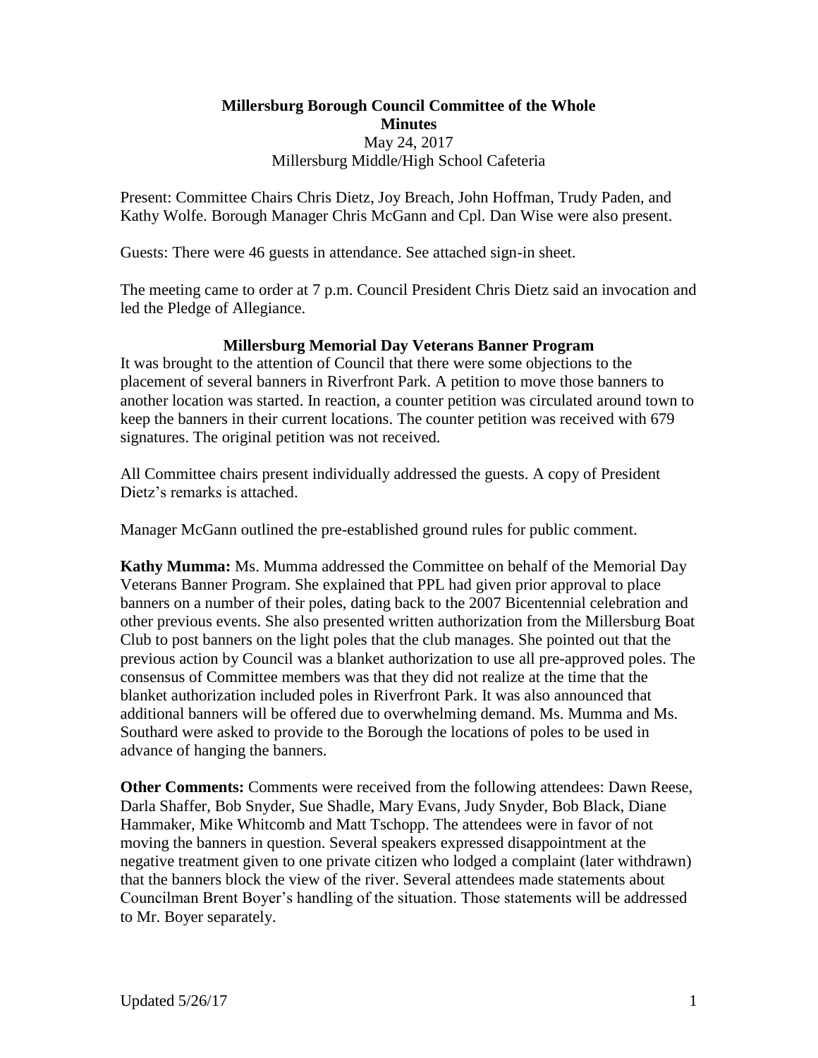# Millersburg Borough Council Committee of the Whole
## Minutes

May 24, 2017
Millersburg Middle/High School Cafeteria

Present: Committee Chairs Chris Dietz, Joy Breach, John Hoffman, Trudy Paden, and Kathy Wolfe. Borough Manager Chris McGann and Cpl. Dan Wise were also present.

Guests: There were 46 guests in attendance. See attached sign-in sheet.

The meeting came to order at 7 p.m. Council President Chris Dietz said an invocation and led the Pledge of Allegiance.

### Millersburg Memorial Day Veterans Banner Program

It was brought to the attention of Council that there were some objections to the placement of several banners in Riverfront Park. A petition to move those banners to another location was started. In reaction, a counter petition was circulated around town to keep the banners in their current locations. The counter petition was received with 679 signatures. The original petition was not received.

All Committee chairs present individually addressed the guests. A copy of President Dietz's remarks is attached.

Manager McGann outlined the pre-established ground rules for public comment.

**Kathy Mumma:** Ms. Mumma addressed the Committee on behalf of the Memorial Day Veterans Banner Program. She explained that PPL had given prior approval to place banners on a number of their poles, dating back to the 2007 Bicentennial celebration and other previous events. She also presented written authorization from the Millersburg Boat Club to post banners on the light poles that the club manages. She pointed out that the previous action by Council was a blanket authorization to use all pre-approved poles. The consensus of Committee members was that they did not realize at the time that the blanket authorization included poles in Riverfront Park. It was also announced that additional banners will be offered due to overwhelming demand. Ms. Mumma and Ms. Southard were asked to provide to the Borough the locations of poles to be used in advance of hanging the banners.

**Other Comments:** Comments were received from the following attendees: Dawn Reese, Darla Shaffer, Bob Snyder, Sue Shadle, Mary Evans, Judy Snyder, Bob Black, Diane Hammaker, Mike Whitcomb and Matt Tschopp. The attendees were in favor of not moving the banners in question. Several speakers expressed disappointment at the negative treatment given to one private citizen who lodged a complaint (later withdrawn) that the banners block the view of the river. Several attendees made statements about Councilman Brent Boyer's handling of the situation. Those statements will be addressed to Mr. Boyer separately.

Updated 5/26/17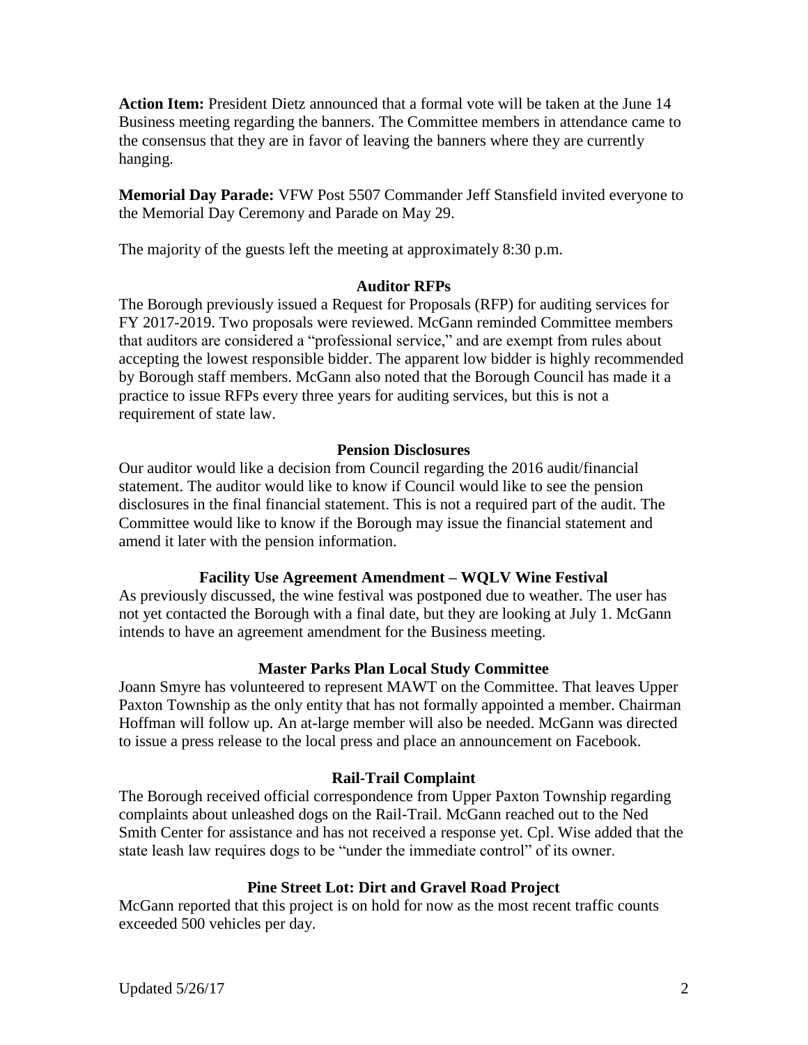**Action Item:** President Dietz announced that a formal vote will be taken at the June 14 Business meeting regarding the banners. The Committee members in attendance came to the consensus that they are in favor of leaving the banners where they are currently hanging.

**Memorial Day Parade:** VFW Post 5507 Commander Jeff Stansfield invited everyone to the Memorial Day Ceremony and Parade on May 29.

The majority of the guests left the meeting at approximately 8:30 p.m.

### Auditor RFPs

The Borough previously issued a Request for Proposals (RFP) for auditing services for FY 2017-2019. Two proposals were reviewed. McGann reminded Committee members that auditors are considered a "professional service," and are exempt from rules about accepting the lowest responsible bidder. The apparent low bidder is highly recommended by Borough staff members. McGann also noted that the Borough Council has made it a practice to issue RFPs every three years for auditing services, but this is not a requirement of state law.

### Pension Disclosures

Our auditor would like a decision from Council regarding the 2016 audit/financial statement. The auditor would like to know if Council would like to see the pension disclosures in the final financial statement. This is not a required part of the audit. The Committee would like to know if the Borough may issue the financial statement and amend it later with the pension information.

### Facility Use Agreement Amendment – WQLV Wine Festival

As previously discussed, the wine festival was postponed due to weather. The user has not yet contacted the Borough with a final date, but they are looking at July 1. McGann intends to have an agreement amendment for the Business meeting.

### Master Parks Plan Local Study Committee

Joann Smyre has volunteered to represent MAWT on the Committee. That leaves Upper Paxton Township as the only entity that has not formally appointed a member. Chairman Hoffman will follow up. An at-large member will also be needed. McGann was directed to issue a press release to the local press and place an announcement on Facebook.

### Rail-Trail Complaint

The Borough received official correspondence from Upper Paxton Township regarding complaints about unleashed dogs on the Rail-Trail. McGann reached out to the Ned Smith Center for assistance and has not received a response yet. Cpl. Wise added that the state leash law requires dogs to be "under the immediate control" of its owner.

### Pine Street Lot: Dirt and Gravel Road Project

McGann reported that this project is on hold for now as the most recent traffic counts exceeded 500 vehicles per day.

Updated 5/26/17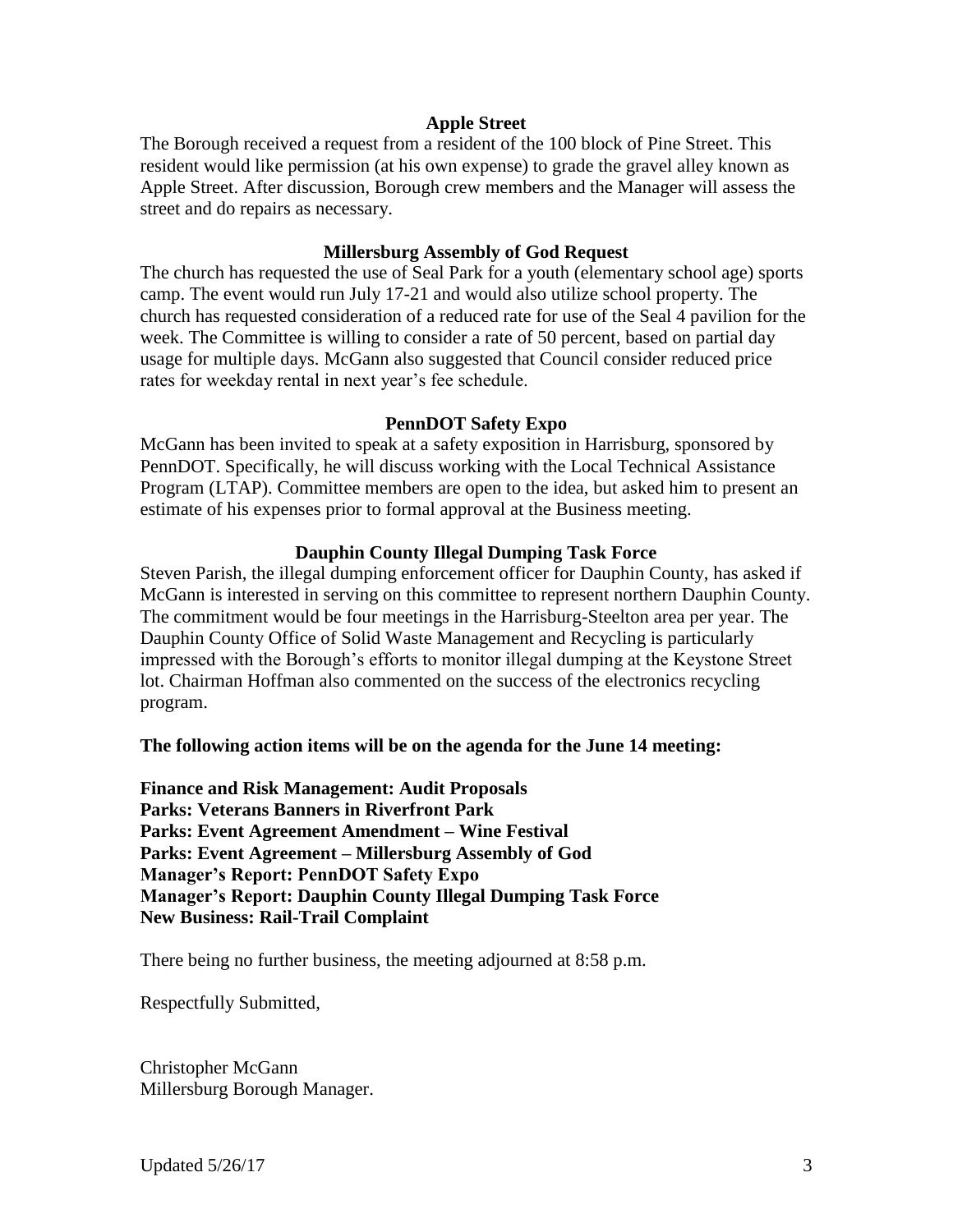### Apple Street

The Borough received a request from a resident of the 100 block of Pine Street. This resident would like permission (at his own expense) to grade the gravel alley known as Apple Street. After discussion, Borough crew members and the Manager will assess the street and do repairs as necessary.

### Millersburg Assembly of God Request

The church has requested the use of Seal Park for a youth (elementary school age) sports camp. The event would run July 17-21 and would also utilize school property. The church has requested consideration of a reduced rate for use of the Seal 4 pavilion for the week. The Committee is willing to consider a rate of 50 percent, based on partial day usage for multiple days. McGann also suggested that Council consider reduced price rates for weekday rental in next year's fee schedule.

### PennDOT Safety Expo

McGann has been invited to speak at a safety exposition in Harrisburg, sponsored by PennDOT. Specifically, he will discuss working with the Local Technical Assistance Program (LTAP). Committee members are open to the idea, but asked him to present an estimate of his expenses prior to formal approval at the Business meeting.

### Dauphin County Illegal Dumping Task Force

Steven Parish, the illegal dumping enforcement officer for Dauphin County, has asked if McGann is interested in serving on this committee to represent northern Dauphin County. The commitment would be four meetings in the Harrisburg-Steelton area per year. The Dauphin County Office of Solid Waste Management and Recycling is particularly impressed with the Borough's efforts to monitor illegal dumping at the Keystone Street lot. Chairman Hoffman also commented on the success of the electronics recycling program.

**The following action items will be on the agenda for the June 14 meeting:**

**Finance and Risk Management: Audit Proposals**
**Parks: Veterans Banners in Riverfront Park**
**Parks: Event Agreement Amendment – Wine Festival**
**Parks: Event Agreement – Millersburg Assembly of God**
**Manager's Report: PennDOT Safety Expo**
**Manager's Report: Dauphin County Illegal Dumping Task Force**
**New Business: Rail-Trail Complaint**

There being no further business, the meeting adjourned at 8:58 p.m.

Respectfully Submitted,

Christopher McGann
Millersburg Borough Manager.

Updated 5/26/17